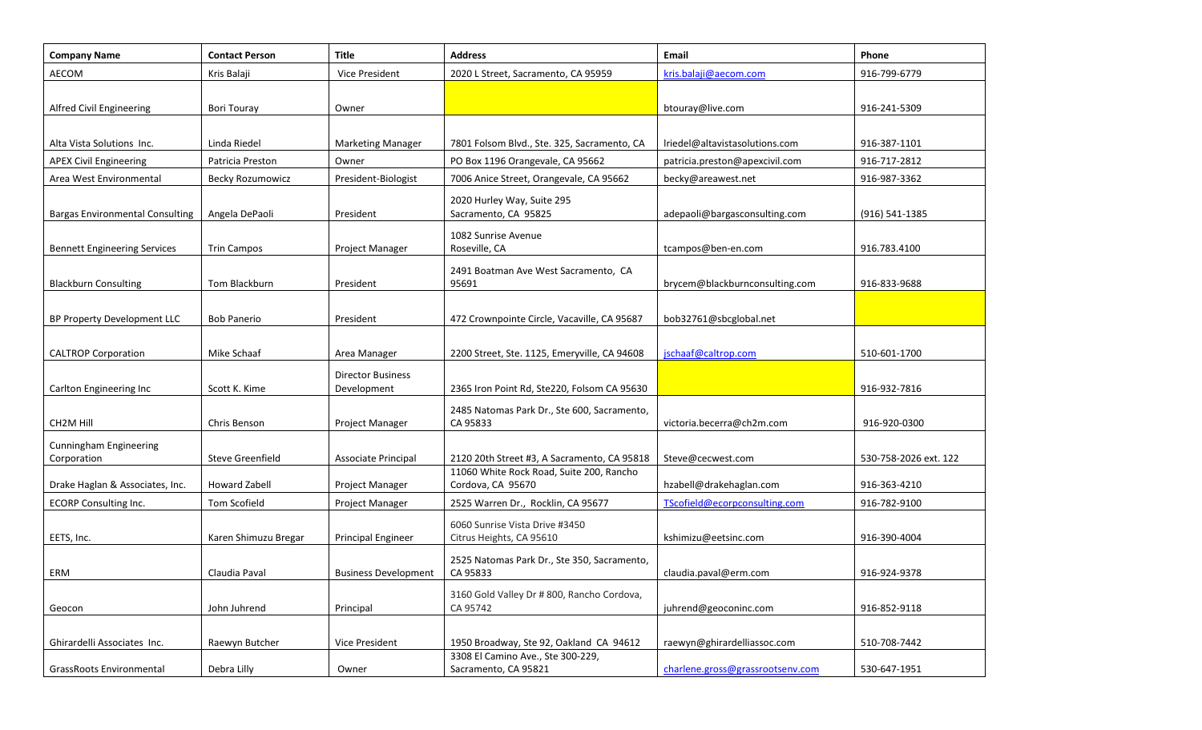| Company Name | Contact Person | Title | Address | Email | Phone |
|---|---|---|---|---|---|
| AECOM | Kris Balaji | Vice President | 2020 L Street, Sacramento, CA 95959 | kris.balaji@aecom.com | 916-799-6779 |
| Alfred Civil Engineering | Bori Touray | Owner | | btouray@live.com | 916-241-5309 |
| Alta Vista Solutions Inc. | Linda Riedel | Marketing Manager | 7801 Folsom Blvd., Ste. 325, Sacramento, CA | lriedel@altavistasolutions.com | 916-387-1101 |
| APEX Civil Engineering | Patricia Preston | Owner | PO Box 1196 Orangevale, CA 95662 | patricia.preston@apexcivil.com | 916-717-2812 |
| Area West Environmental | Becky Rozumowicz | President-Biologist | 7006 Anice Street, Orangevale, CA 95662 | becky@areawest.net | 916-987-3362 |
| Bargas Environmental Consulting | Angela DePaoli | President | 2020 Hurley Way, Suite 295 Sacramento, CA 95825 | adepaoli@bargasconsulting.com | (916) 541-1385 |
| Bennett Engineering Services | Trin Campos | Project Manager | 1082 Sunrise Avenue Roseville, CA | tcampos@ben-en.com | 916.783.4100 |
| Blackburn Consulting | Tom Blackburn | President | 2491 Boatman Ave West Sacramento, CA 95691 | brycem@blackburnconsulting.com | 916-833-9688 |
| BP Property Development LLC | Bob Panerio | President | 472 Crownpointe Circle, Vacaville, CA 95687 | bob32761@sbcglobal.net | |
| CALTROP Corporation | Mike Schaaf | Area Manager | 2200 Street, Ste. 1125, Emeryville, CA 94608 | jschaaf@caltrop.com | 510-601-1700 |
| Carlton Engineering Inc | Scott K. Kime | Director Business Development | 2365 Iron Point Rd, Ste220, Folsom CA 95630 | | 916-932-7816 |
| CH2M Hill | Chris Benson | Project Manager | 2485 Natomas Park Dr., Ste 600, Sacramento, CA 95833 | victoria.becerra@ch2m.com | 916-920-0300 |
| Cunningham Engineering Corporation | Steve Greenfield | Associate Principal | 2120 20th Street #3, A Sacramento, CA 95818 | Steve@cecwest.com | 530-758-2026 ext. 122 |
| Drake Haglan & Associates, Inc. | Howard Zabell | Project Manager | 11060 White Rock Road, Suite 200, Rancho Cordova, CA 95670 | hzabell@drakehaglan.com | 916-363-4210 |
| ECORP Consulting Inc. | Tom Scofield | Project Manager | 2525 Warren Dr., Rocklin, CA 95677 | TScofield@ecorpconsulting.com | 916-782-9100 |
| EETS, Inc. | Karen Shimuzu Bregar | Principal Engineer | 6060 Sunrise Vista Drive #3450 Citrus Heights, CA 95610 | kshimizu@eetsinc.com | 916-390-4004 |
| ERM | Claudia Paval | Business Development | 2525 Natomas Park Dr., Ste 350, Sacramento, CA 95833 | claudia.paval@erm.com | 916-924-9378 |
| Geocon | John Juhrend | Principal | 3160 Gold Valley Dr # 800, Rancho Cordova, CA 95742 | juhrend@geoconinc.com | 916-852-9118 |
| Ghirardelli Associates Inc. | Raewyn Butcher | Vice President | 1950 Broadway, Ste 92, Oakland CA 94612 | raewyn@ghirardelliassoc.com | 510-708-7442 |
| GrassRoots Environmental | Debra Lilly | Owner | 3308 El Camino Ave., Ste 300-229, Sacramento, CA 95821 | charlene.gross@grassrootsenv.com | 530-647-1951 |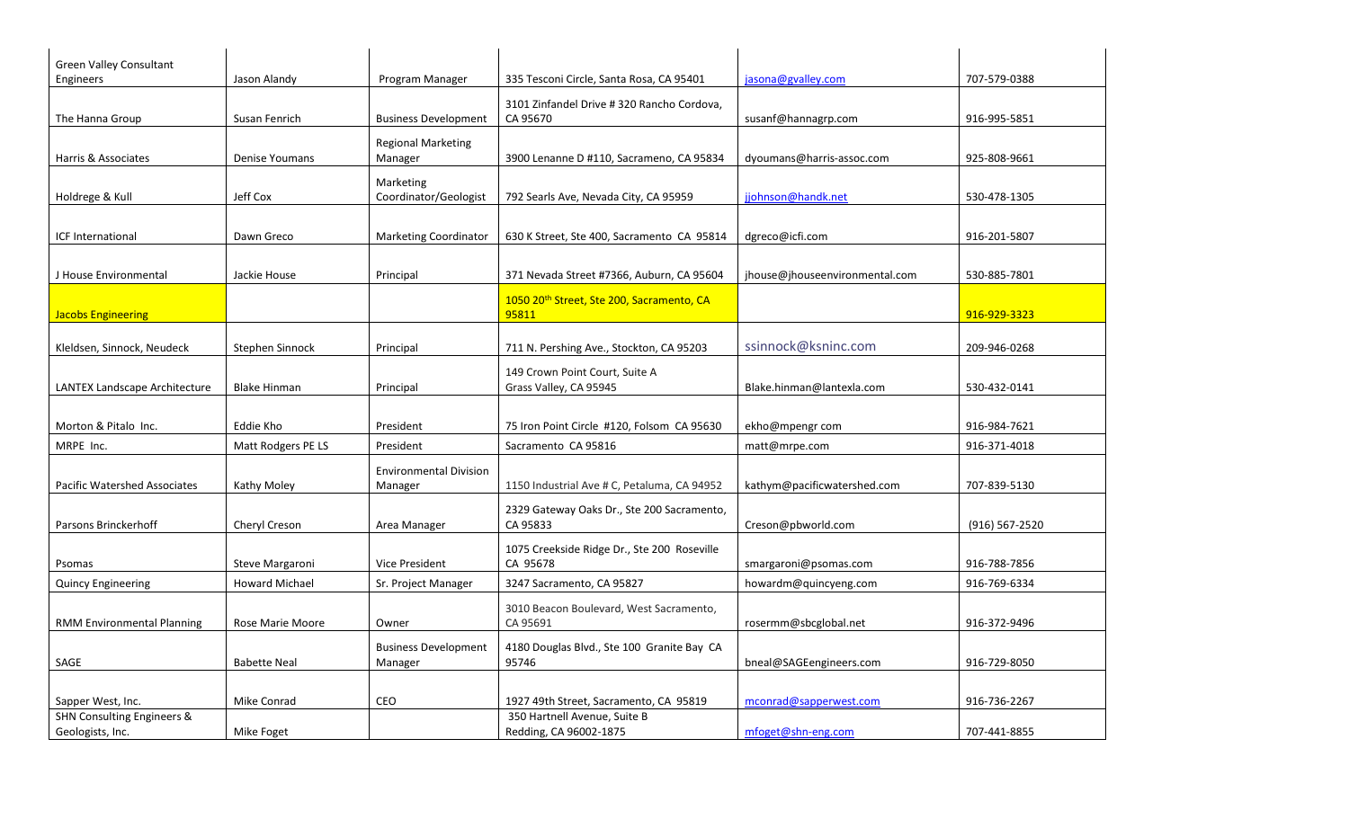| | | | | | |
|---|---|---|---|---|---|
| Green Valley Consultant Engineers | Jason Alandy | Program Manager | 335 Tesconi Circle, Santa Rosa, CA 95401 | jasona@gvalley.com | 707-579-0388 |
| The Hanna Group | Susan Fenrich | Business Development | 3101 Zinfandel Drive # 320 Rancho Cordova, CA 95670 | susanf@hannagrp.com | 916-995-5851 |
| Harris & Associates | Denise Youmans | Regional Marketing Manager | 3900 Lenanne D #110, Sacrameno, CA 95834 | dyoumans@harris-assoc.com | 925-808-9661 |
| Holdrege & Kull | Jeff Cox | Marketing Coordinator/Geologist | 792 Searls Ave, Nevada City, CA 95959 | jjohnson@handk.net | 530-478-1305 |
| ICF International | Dawn Greco | Marketing Coordinator | 630 K Street, Ste 400, Sacramento CA 95814 | dgreco@icfi.com | 916-201-5807 |
| J House Environmental | Jackie House | Principal | 371 Nevada Street #7366, Auburn, CA 95604 | jhouse@jhouseenvironmental.com | 530-885-7801 |
| Jacobs Engineering | | | 1050 20th Street, Ste 200, Sacramento, CA 95811 | | 916-929-3323 |
| Kleldsen, Sinnock, Neudeck | Stephen Sinnock | Principal | 711 N. Pershing Ave., Stockton, CA 95203 | ssinnock@ksninc.com | 209-946-0268 |
| LANTEX Landscape Architecture | Blake Hinman | Principal | 149 Crown Point Court, Suite A Grass Valley, CA 95945 | Blake.hinman@lantexla.com | 530-432-0141 |
| Morton & Pitalo Inc. | Eddie Kho | President | 75 Iron Point Circle #120, Folsom CA 95630 | ekho@mpengr com | 916-984-7621 |
| MRPE Inc. | Matt Rodgers PE LS | President | Sacramento CA 95816 | matt@mrpe.com | 916-371-4018 |
| Pacific Watershed Associates | Kathy Moley | Environmental Division Manager | 1150 Industrial Ave # C, Petaluma, CA 94952 | kathym@pacificwatershed.com | 707-839-5130 |
| Parsons Brinckerhoff | Cheryl Creson | Area Manager | 2329 Gateway Oaks Dr., Ste 200 Sacramento, CA 95833 | Creson@pbworld.com | (916) 567-2520 |
| Psomas | Steve Margaroni | Vice President | 1075 Creekside Ridge Dr., Ste 200 Roseville CA 95678 | smargaroni@psomas.com | 916-788-7856 |
| Quincy Engineering | Howard Michael | Sr. Project Manager | 3247 Sacramento, CA 95827 | howardm@quincyeng.com | 916-769-6334 |
| RMM Environmental Planning | Rose Marie Moore | Owner | 3010 Beacon Boulevard, West Sacramento, CA 95691 | rosermm@sbcglobal.net | 916-372-9496 |
| SAGE | Babette Neal | Business Development Manager | 4180 Douglas Blvd., Ste 100 Granite Bay CA 95746 | bneal@SAGEengineers.com | 916-729-8050 |
| Sapper West, Inc. | Mike Conrad | CEO | 1927 49th Street, Sacramento, CA 95819 | mconrad@sapperwest.com | 916-736-2267 |
| SHN Consulting Engineers & Geologists, Inc. | Mike Foget | | 350 Hartnell Avenue, Suite B Redding, CA 96002-1875 | mfoget@shn-eng.com | 707-441-8855 |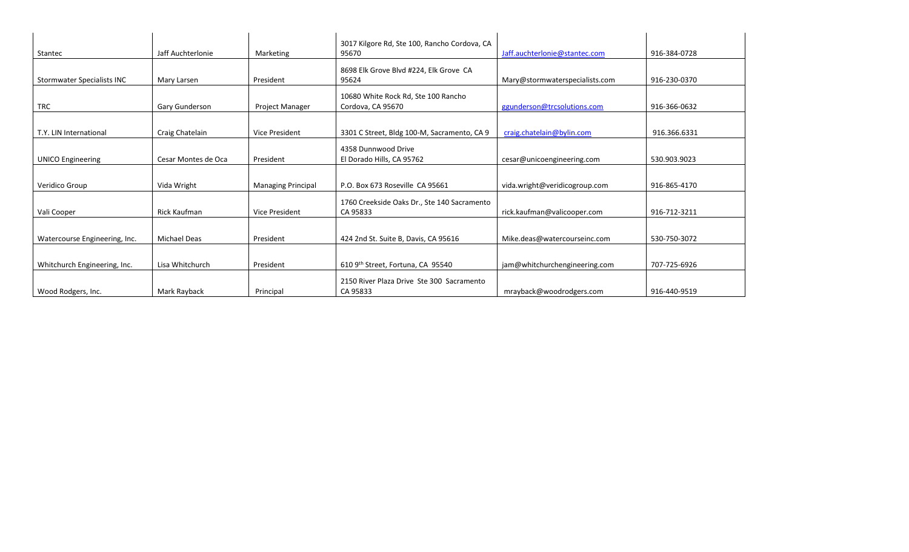| | | | | | |
|---|---|---|---|---|---|
| Stantec | Jaff Auchterlonie | Marketing | 3017 Kilgore Rd, Ste 100, Rancho Cordova, CA 95670 | Jaff.auchterlonie@stantec.com | 916-384-0728 |
| Stormwater Specialists INC | Mary Larsen | President | 8698 Elk Grove Blvd #224, Elk Grove CA 95624 | Mary@stormwaterspecialists.com | 916-230-0370 |
| TRC | Gary Gunderson | Project Manager | 10680 White Rock Rd, Ste 100 Rancho Cordova, CA 95670 | ggunderson@trcsolutions.com | 916-366-0632 |
| T.Y. LIN International | Craig Chatelain | Vice President | 3301 C Street, Bldg 100-M, Sacramento, CA 9 | craig.chatelain@bylin.com | 916.366.6331 |
| UNICO Engineering | Cesar Montes de Oca | President | 4358 Dunnwood Drive El Dorado Hills, CA 95762 | cesar@unicoengineering.com | 530.903.9023 |
| Veridico Group | Vida Wright | Managing Principal | P.O. Box 673 Roseville CA 95661 | vida.wright@veridicogroup.com | 916-865-4170 |
| Vali Cooper | Rick Kaufman | Vice President | 1760 Creekside Oaks Dr., Ste 140 Sacramento CA 95833 | rick.kaufman@valicooper.com | 916-712-3211 |
| Watercourse Engineering, Inc. | Michael Deas | President | 424 2nd St. Suite B, Davis, CA 95616 | Mike.deas@watercourseinc.com | 530-750-3072 |
| Whitchurch Engineering, Inc. | Lisa Whitchurch | President | 610 9th Street, Fortuna, CA 95540 | jam@whitchurchengineering.com | 707-725-6926 |
| Wood Rodgers, Inc. | Mark Rayback | Principal | 2150 River Plaza Drive Ste 300 Sacramento CA 95833 | mrayback@woodrodgers.com | 916-440-9519 |